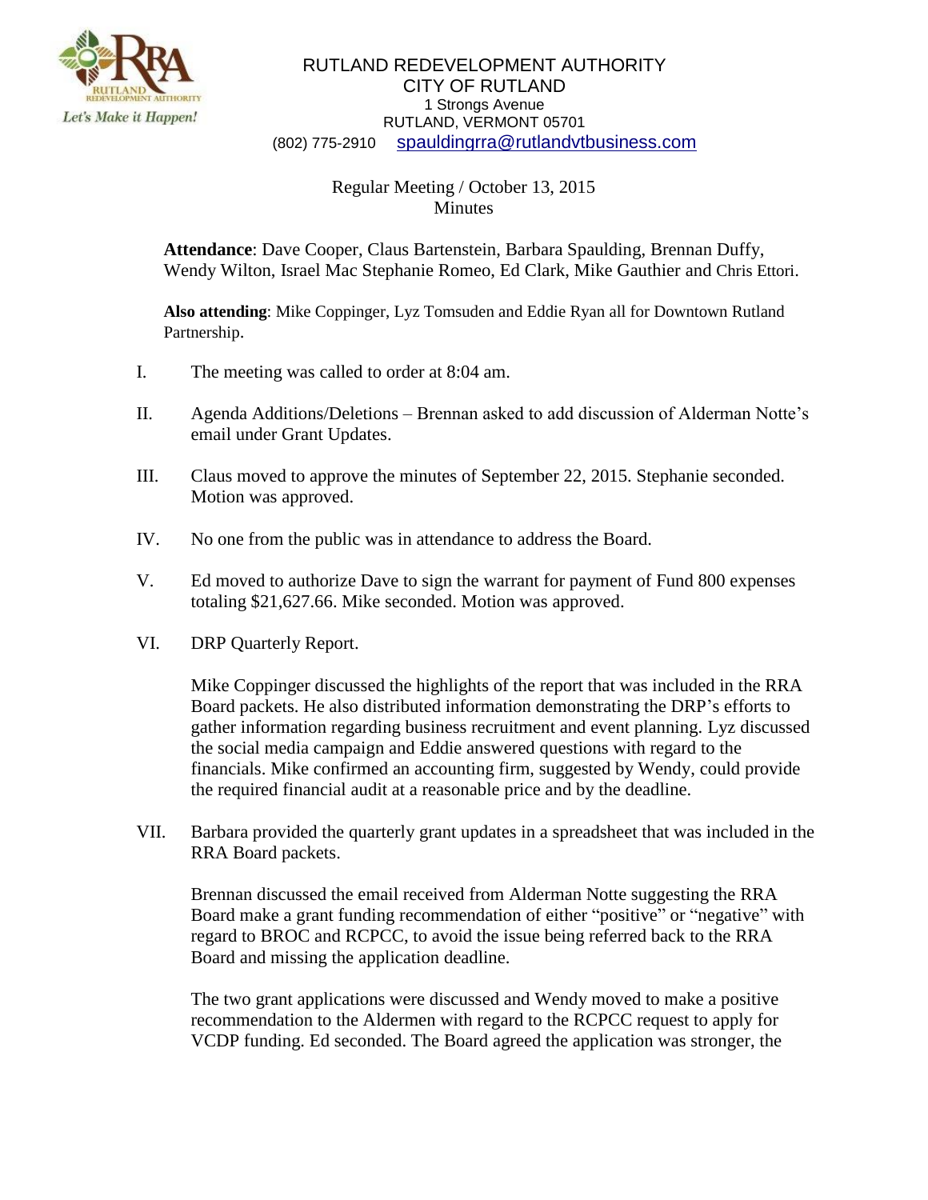RUTLAND REDEVELOPMENT AUTHORITY
CITY OF RUTLAND
1 Strongs Avenue
RUTLAND, VERMONT 05701
(802) 775-2910 spauldingrra@rutlandvtbusiness.com

Regular Meeting / October 13, 2015
Minutes

**Attendance**: Dave Cooper, Claus Bartenstein, Barbara Spaulding, Brennan Duffy, Wendy Wilton, Israel Mac Stephanie Romeo, Ed Clark, Mike Gauthier and Chris Ettori.

**Also attending**: Mike Coppinger, Lyz Tomsuden and Eddie Ryan all for Downtown Rutland Partnership.

I. The meeting was called to order at 8:04 am.

II. Agenda Additions/Deletions – Brennan asked to add discussion of Alderman Notte's email under Grant Updates.

III. Claus moved to approve the minutes of September 22, 2015. Stephanie seconded. Motion was approved.

IV. No one from the public was in attendance to address the Board.

V. Ed moved to authorize Dave to sign the warrant for payment of Fund 800 expenses totaling $21,627.66. Mike seconded. Motion was approved.

VI. DRP Quarterly Report.

Mike Coppinger discussed the highlights of the report that was included in the RRA Board packets. He also distributed information demonstrating the DRP's efforts to gather information regarding business recruitment and event planning. Lyz discussed the social media campaign and Eddie answered questions with regard to the financials. Mike confirmed an accounting firm, suggested by Wendy, could provide the required financial audit at a reasonable price and by the deadline.

VII. Barbara provided the quarterly grant updates in a spreadsheet that was included in the RRA Board packets.

Brennan discussed the email received from Alderman Notte suggesting the RRA Board make a grant funding recommendation of either "positive" or "negative" with regard to BROC and RCPCC, to avoid the issue being referred back to the RRA Board and missing the application deadline.

The two grant applications were discussed and Wendy moved to make a positive recommendation to the Aldermen with regard to the RCPCC request to apply for VCDP funding. Ed seconded. The Board agreed the application was stronger, the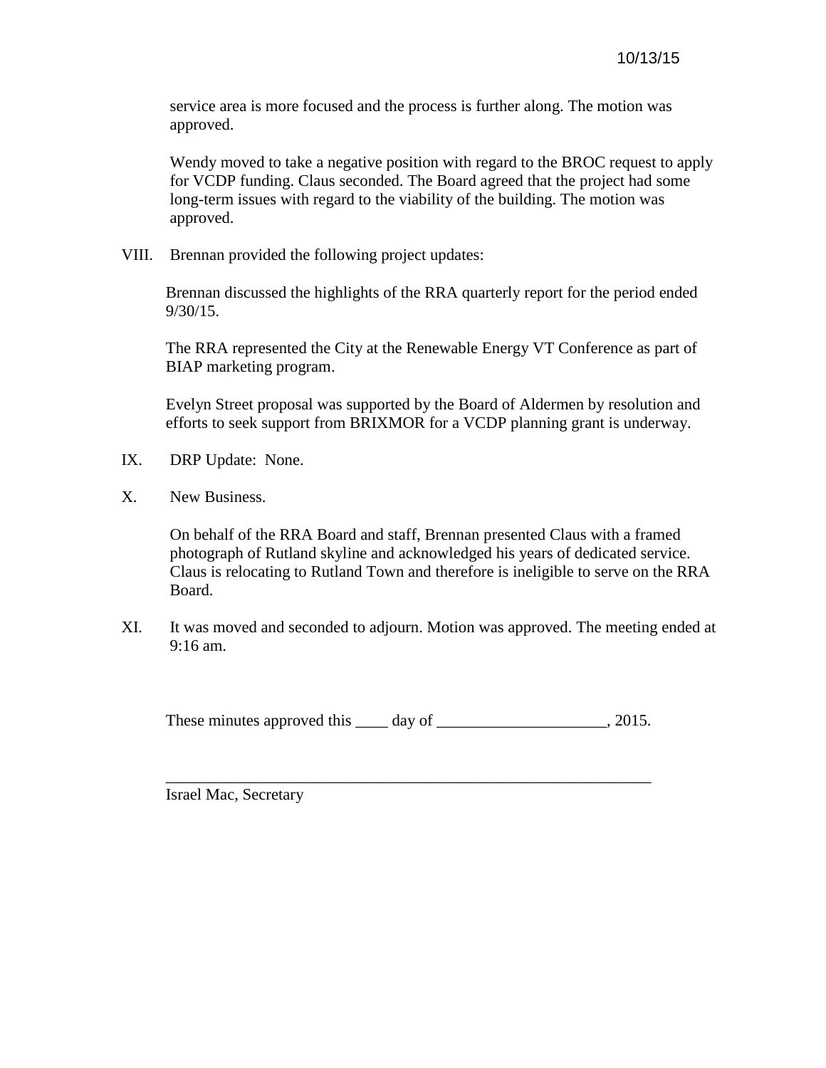service area is more focused and the process is further along. The motion was approved.

Wendy moved to take a negative position with regard to the BROC request to apply for VCDP funding. Claus seconded. The Board agreed that the project had some long-term issues with regard to the viability of the building. The motion was approved.

VIII. Brennan provided the following project updates:

Brennan discussed the highlights of the RRA quarterly report for the period ended 9/30/15.

The RRA represented the City at the Renewable Energy VT Conference as part of BIAP marketing program.

Evelyn Street proposal was supported by the Board of Aldermen by resolution and efforts to seek support from BRIXMOR for a VCDP planning grant is underway.

IX. DRP Update: None.

X. New Business.

On behalf of the RRA Board and staff, Brennan presented Claus with a framed photograph of Rutland skyline and acknowledged his years of dedicated service. Claus is relocating to Rutland Town and therefore is ineligible to serve on the RRA Board.

XI. It was moved and seconded to adjourn. Motion was approved. The meeting ended at 9:16 am.

These minutes approved this ____ day of _____________________, 2015.

_______________________________________________________________

Israel Mac, Secretary